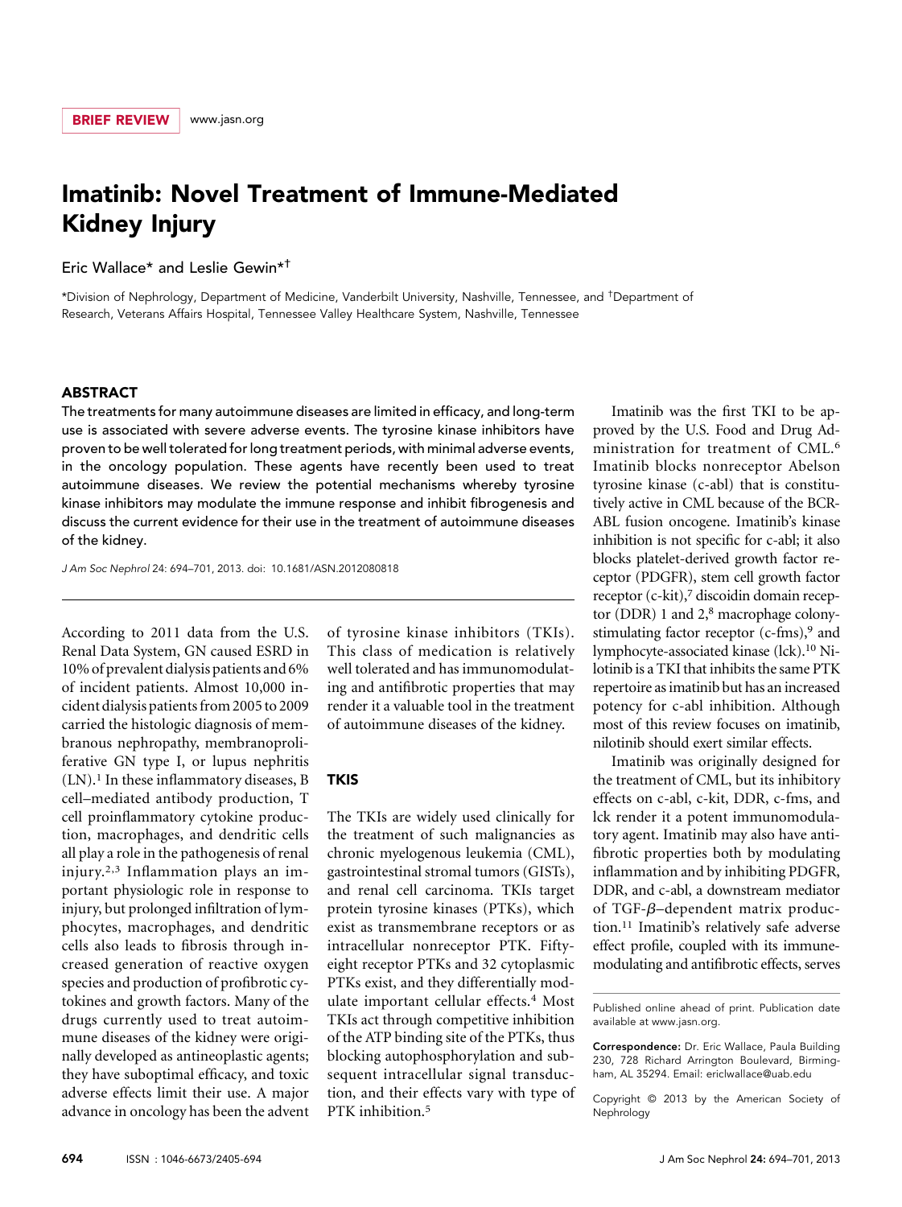BRIEF REVIEW www.jasn.org

# Imatinib: Novel Treatment of Immune-Mediated Kidney Injury

Eric Wallace* and Leslie Gewin*†

*Division of Nephrology, Department of Medicine, Vanderbilt University, Nashville, Tennessee, and †Department of Research, Veterans Affairs Hospital, Tennessee Valley Healthcare System, Nashville, Tennessee

## ABSTRACT

The treatments for many autoimmune diseases are limited in efficacy, and long-term use is associated with severe adverse events. The tyrosine kinase inhibitors have proven to be well tolerated for long treatment periods, with minimal adverse events, in the oncology population. These agents have recently been used to treat autoimmune diseases. We review the potential mechanisms whereby tyrosine kinase inhibitors may modulate the immune response and inhibit fibrogenesis and discuss the current evidence for their use in the treatment of autoimmune diseases of the kidney.

*J Am Soc Nephrol* 24: 694–701, 2013. doi: 10.1681/ASN.2012080818

According to 2011 data from the U.S. Renal Data System, GN caused ESRD in 10% of prevalent dialysis patients and 6% of incident patients. Almost 10,000 incident dialysis patients from 2005 to 2009 carried the histologic diagnosis of membranous nephropathy, membranoproliferative GN type I, or lupus nephritis (LN).[1] In these inflammatory diseases, B cell–mediated antibody production, T cell proinflammatory cytokine production, macrophages, and dendritic cells all play a role in the pathogenesis of renal injury.[2,3] Inflammation plays an important physiologic role in response to injury, but prolonged infiltration of lymphocytes, macrophages, and dendritic cells also leads to fibrosis through increased generation of reactive oxygen species and production of profibrotic cytokines and growth factors. Many of the drugs currently used to treat autoimmune diseases of the kidney were originally developed as antineoplastic agents; they have suboptimal efficacy, and toxic adverse effects limit their use. A major advance in oncology has been the advent of tyrosine kinase inhibitors (TKIs). This class of medication is relatively well tolerated and has immunomodulating and antifibrotic properties that may render it a valuable tool in the treatment of autoimmune diseases of the kidney.

## TKIS

The TKIs are widely used clinically for the treatment of such malignancies as chronic myelogenous leukemia (CML), gastrointestinal stromal tumors (GISTs), and renal cell carcinoma. TKIs target protein tyrosine kinases (PTKs), which exist as transmembrane receptors or as intracellular nonreceptor PTK. Fifty-eight receptor PTKs and 32 cytoplasmic PTKs exist, and they differentially modulate important cellular effects.[4] Most TKIs act through competitive inhibition of the ATP binding site of the PTKs, thus blocking autophosphorylation and subsequent intracellular signal transduction, and their effects vary with type of PTK inhibition.[5]

Imatinib was the first TKI to be approved by the U.S. Food and Drug Administration for treatment of CML.[6] Imatinib blocks nonreceptor Abelson tyrosine kinase (c-abl) that is constitutively active in CML because of the BCR-ABL fusion oncogene. Imatinib's kinase inhibition is not specific for c-abl; it also blocks platelet-derived growth factor receptor (PDGFR), stem cell growth factor receptor (c-kit),[7] discoidin domain receptor (DDR) 1 and 2,[8] macrophage colony-stimulating factor receptor (c-fms),[9] and lymphocyte-associated kinase (lck).[10] Nilotinib is a TKI that inhibits the same PTK repertoire as imatinib but has an increased potency for c-abl inhibition. Although most of this review focuses on imatinib, nilotinib should exert similar effects.

Imatinib was originally designed for the treatment of CML, but its inhibitory effects on c-abl, c-kit, DDR, c-fms, and lck render it a potent immunomodulatory agent. Imatinib may also have antifibrotic properties both by modulating inflammation and by inhibiting PDGFR, DDR, and c-abl, a downstream mediator of TGF-$\beta$–dependent matrix production.[11] Imatinib's relatively safe adverse effect profile, coupled with its immune-modulating and antifibrotic effects, serves

Published online ahead of print. Publication date available at www.jasn.org.

**Correspondence:** Dr. Eric Wallace, Paula Building 230, 728 Richard Arrington Boulevard, Birmingham, AL 35294. Email: ericlwallace@uab.edu

Copyright © 2013 by the American Society of Nephrology

ISSN : 1046-6673/2405-694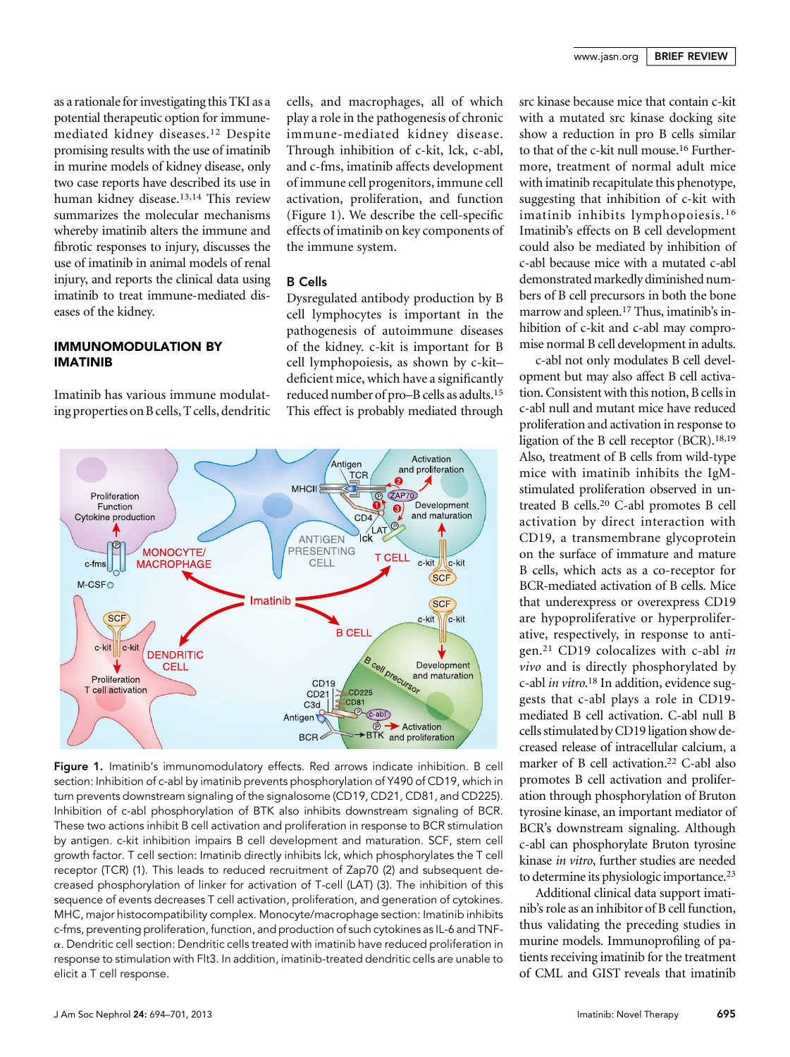as a rationale for investigating this TKI as a potential therapeutic option for immune-mediated kidney diseases.[12] Despite promising results with the use of imatinib in murine models of kidney disease, only two case reports have described its use in human kidney disease.[13,14] This review summarizes the molecular mechanisms whereby imatinib alters the immune and fibrotic responses to injury, discusses the use of imatinib in animal models of renal injury, and reports the clinical data using imatinib to treat immune-mediated diseases of the kidney.

## IMMUNOMODULATION BY IMATINIB

Imatinib has various immune modulating properties on B cells, T cells, dendritic cells, and macrophages, all of which play a role in the pathogenesis of chronic immune-mediated kidney disease. Through inhibition of c-kit, lck, c-abl, and c-fms, imatinib affects development of immune cell progenitors, immune cell activation, proliferation, and function (Figure 1). We describe the cell-specific effects of imatinib on key components of the immune system.

### B Cells

Dysregulated antibody production by B cell lymphocytes is important in the pathogenesis of autoimmune diseases of the kidney. c-kit is important for B cell lymphopoiesis, as shown by c-kit–deficient mice, which have a significantly reduced number of pro–B cells as adults.[15] This effect is probably mediated through src kinase because mice that contain c-kit with a mutated src kinase docking site show a reduction in pro B cells similar to that of the c-kit null mouse.[16] Furthermore, treatment of normal adult mice with imatinib recapitulate this phenotype, suggesting that inhibition of c-kit with imatinib inhibits lymphopoiesis.[16] Imatinib's effects on B cell development could also be mediated by inhibition of c-abl because mice with a mutated c-abl demonstrated markedly diminished numbers of B cell precursors in both the bone marrow and spleen.[17] Thus, imatinib's inhibition of c-kit and c-abl may compromise normal B cell development in adults.

c-abl not only modulates B cell development but may also affect B cell activation. Consistent with this notion, B cells in c-abl null and mutant mice have reduced proliferation and activation in response to ligation of the B cell receptor (BCR).[18,19] Also, treatment of B cells from wild-type mice with imatinib inhibits the IgM-stimulated proliferation observed in untreated B cells.[20] C-abl promotes B cell activation by direct interaction with CD19, a transmembrane glycoprotein on the surface of immature and mature B cells, which acts as a co-receptor for BCR-mediated activation of B cells. Mice that underexpress or overexpress CD19 are hypoproliferative or hyperproliferative, respectively, in response to antigen.[21] CD19 colocalizes with c-abl *in vivo* and is directly phosphorylated by c-abl *in vitro*.[18] In addition, evidence suggests that c-abl plays a role in CD19-mediated B cell activation. C-abl null B cells stimulated by CD19 ligation show decreased release of intracellular calcium, a marker of B cell activation.[22] C-abl also promotes B cell activation and proliferation through phosphorylation of Bruton tyrosine kinase, an important mediator of BCR's downstream signaling. Although c-abl can phosphorylate Bruton tyrosine kinase *in vitro*, further studies are needed to determine its physiologic importance.[23]

Additional clinical data support imatinib's role as an inhibitor of B cell function, thus validating the preceding studies in murine models. Immunoprofiling of patients receiving imatinib for the treatment of CML and GIST reveals that imatinib

**Figure 1.** Imatinib's immunomodulatory effects. Red arrows indicate inhibition. B cell section: Inhibition of c-abl by imatinib prevents phosphorylation of Y490 of CD19, which in turn prevents downstream signaling of the signalosome (CD19, CD21, CD81, and CD225). Inhibition of c-abl phosphorylation of BTK also inhibits downstream signaling of BCR. These two actions inhibit B cell activation and proliferation in response to BCR stimulation by antigen. c-kit inhibition impairs B cell development and maturation. SCF, stem cell growth factor. T cell section: Imatinib directly inhibits lck, which phosphorylates the T cell receptor (TCR) (1). This leads to reduced recruitment of Zap70 (2) and subsequent decreased phosphorylation of linker for activation of T-cell (LAT) (3). The inhibition of this sequence of events decreases T cell activation, proliferation, and generation of cytokines. MHC, major histocompatibility complex. Monocyte/macrophage section: Imatinib inhibits c-fms, preventing proliferation, function, and production of such cytokines as IL-6 and TNF-$\alpha$. Dendritic cell section: Dendritic cells treated with imatinib have reduced proliferation in response to stimulation with Flt3. In addition, imatinib-treated dendritic cells are unable to elicit a T cell response.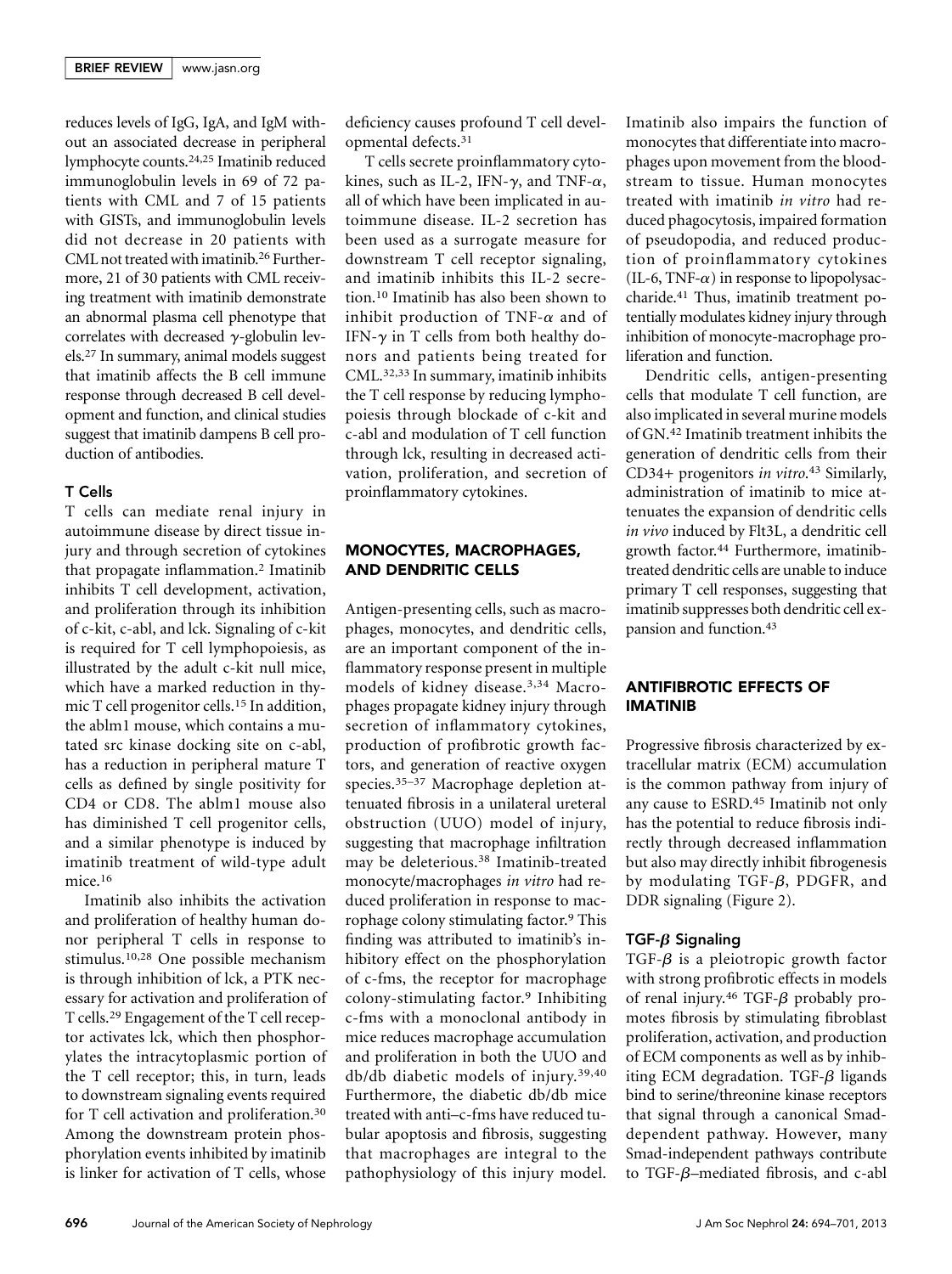reduces levels of IgG, IgA, and IgM without an associated decrease in peripheral lymphocyte counts.[24,25] Imatinib reduced immunoglobulin levels in 69 of 72 patients with CML and 7 of 15 patients with GISTs, and immunoglobulin levels did not decrease in 20 patients with CML not treated with imatinib.[26] Furthermore, 21 of 30 patients with CML receiving treatment with imatinib demonstrate an abnormal plasma cell phenotype that correlates with decreased $\gamma$-globulin levels.[27] In summary, animal models suggest that imatinib affects the B cell immune response through decreased B cell development and function, and clinical studies suggest that imatinib dampens B cell production of antibodies.

### T Cells

T cells can mediate renal injury in autoimmune disease by direct tissue injury and through secretion of cytokines that propagate inflammation.[2] Imatinib inhibits T cell development, activation, and proliferation through its inhibition of c-kit, c-abl, and lck. Signaling of c-kit is required for T cell lymphopoiesis, as illustrated by the adult c-kit null mice, which have a marked reduction in thymic T cell progenitor cells.[15] In addition, the ablm1 mouse, which contains a mutated src kinase docking site on c-abl, has a reduction in peripheral mature T cells as defined by single positivity for CD4 or CD8. The ablm1 mouse also has diminished T cell progenitor cells, and a similar phenotype is induced by imatinib treatment of wild-type adult mice.[16]

Imatinib also inhibits the activation and proliferation of healthy human donor peripheral T cells in response to stimulus.[10,28] One possible mechanism is through inhibition of lck, a PTK necessary for activation and proliferation of T cells.[29] Engagement of the T cell receptor activates lck, which then phosphorylates the intracytoplasmic portion of the T cell receptor; this, in turn, leads to downstream signaling events required for T cell activation and proliferation.[30] Among the downstream protein phosphorylation events inhibited by imatinib is linker for activation of T cells, whose deficiency causes profound T cell developmental defects.[31]

T cells secrete proinflammatory cytokines, such as IL-2, IFN-$\gamma$, and TNF-$\alpha$, all of which have been implicated in autoimmune disease. IL-2 secretion has been used as a surrogate measure for downstream T cell receptor signaling, and imatinib inhibits this IL-2 secretion.[10] Imatinib has also been shown to inhibit production of TNF-$\alpha$ and of IFN-$\gamma$ in T cells from both healthy donors and patients being treated for CML.[32,33] In summary, imatinib inhibits the T cell response by reducing lymphopoiesis through blockade of c-kit and c-abl and modulation of T cell function through lck, resulting in decreased activation, proliferation, and secretion of proinflammatory cytokines.

## MONOCYTES, MACROPHAGES, AND DENDRITIC CELLS

Antigen-presenting cells, such as macrophages, monocytes, and dendritic cells, are an important component of the inflammatory response present in multiple models of kidney disease.[3,34] Macrophages propagate kidney injury through secretion of inflammatory cytokines, production of profibrotic growth factors, and generation of reactive oxygen species.[35–37] Macrophage depletion attenuated fibrosis in a unilateral ureteral obstruction (UUO) model of injury, suggesting that macrophage infiltration may be deleterious.[38] Imatinib-treated monocyte/macrophages *in vitro* had reduced proliferation in response to macrophage colony stimulating factor.[9] This finding was attributed to imatinib's inhibitory effect on the phosphorylation of c-fms, the receptor for macrophage colony-stimulating factor.[9] Inhibiting c-fms with a monoclonal antibody in mice reduces macrophage accumulation and proliferation in both the UUO and db/db diabetic models of injury.[39,40] Furthermore, the diabetic db/db mice treated with anti–c-fms have reduced tubular apoptosis and fibrosis, suggesting that macrophages are integral to the pathophysiology of this injury model. Imatinib also impairs the function of monocytes that differentiate into macrophages upon movement from the bloodstream to tissue. Human monocytes treated with imatinib *in vitro* had reduced phagocytosis, impaired formation of pseudopodia, and reduced production of proinflammatory cytokines (IL-6, TNF-$\alpha$) in response to lipopolysaccharide.[41] Thus, imatinib treatment potentially modulates kidney injury through inhibition of monocyte-macrophage proliferation and function.

Dendritic cells, antigen-presenting cells that modulate T cell function, are also implicated in several murine models of GN.[42] Imatinib treatment inhibits the generation of dendritic cells from their CD34+ progenitors *in vitro*.[43] Similarly, administration of imatinib to mice attenuates the expansion of dendritic cells *in vivo* induced by Flt3L, a dendritic cell growth factor.[44] Furthermore, imatinib-treated dendritic cells are unable to induce primary T cell responses, suggesting that imatinib suppresses both dendritic cell expansion and function.[43]

## ANTIFIBROTIC EFFECTS OF IMATINIB

Progressive fibrosis characterized by extracellular matrix (ECM) accumulation is the common pathway from injury of any cause to ESRD.[45] Imatinib not only has the potential to reduce fibrosis indirectly through decreased inflammation but also may directly inhibit fibrogenesis by modulating TGF-$\beta$, PDGFR, and DDR signaling (Figure 2).

### TGF-$\beta$ Signaling

TGF-$\beta$ is a pleiotropic growth factor with strong profibrotic effects in models of renal injury.[46] TGF-$\beta$ probably promotes fibrosis by stimulating fibroblast proliferation, activation, and production of ECM components as well as by inhibiting ECM degradation. TGF-$\beta$ ligands bind to serine/threonine kinase receptors that signal through a canonical Smad-dependent pathway. However, many Smad-independent pathways contribute to TGF-$\beta$–mediated fibrosis, and c-abl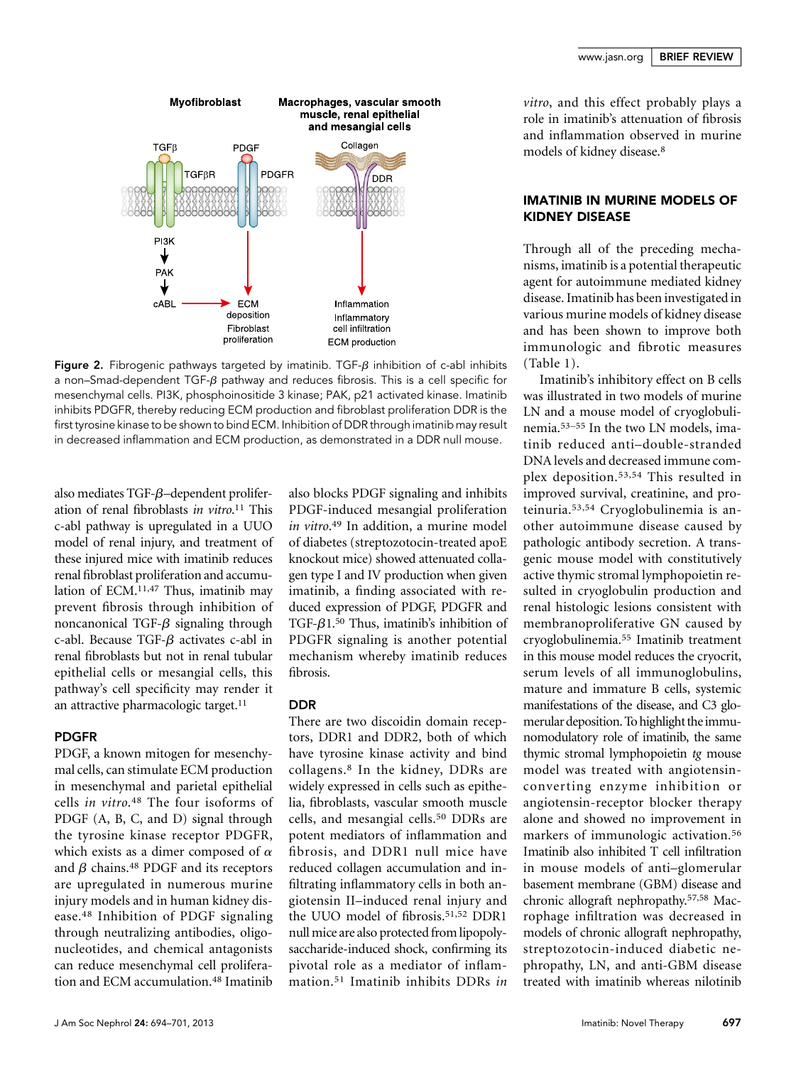**Figure 2.** Fibrogenic pathways targeted by imatinib. TGF-$\beta$ inhibition of c-abl inhibits a non–Smad-dependent TGF-$\beta$ pathway and reduces fibrosis. This is a cell specific for mesenchymal cells. PI3K, phosphoinositide 3 kinase; PAK, p21 activated kinase. Imatinib inhibits PDGFR, thereby reducing ECM production and fibroblast proliferation DDR is the first tyrosine kinase to be shown to bind ECM. Inhibition of DDR through imatinib may result in decreased inflammation and ECM production, as demonstrated in a DDR null mouse.

also mediates TGF-$\beta$–dependent proliferation of renal fibroblasts *in vitro*.[11] This c-abl pathway is upregulated in a UUO model of renal injury, and treatment of these injured mice with imatinib reduces renal fibroblast proliferation and accumulation of ECM.[11,47] Thus, imatinib may prevent fibrosis through inhibition of noncanonical TGF-$\beta$ signaling through c-abl. Because TGF-$\beta$ activates c-abl in renal fibroblasts but not in renal tubular epithelial cells or mesangial cells, this pathway's cell specificity may render it an attractive pharmacologic target.[11]

### PDGFR

PDGF, a known mitogen for mesenchymal cells, can stimulate ECM production in mesenchymal and parietal epithelial cells *in vitro*.[48] The four isoforms of PDGF (A, B, C, and D) signal through the tyrosine kinase receptor PDGFR, which exists as a dimer composed of $\alpha$ and $\beta$ chains.[48] PDGF and its receptors are upregulated in numerous murine injury models and in human kidney disease.[48] Inhibition of PDGF signaling through neutralizing antibodies, oligonucleotides, and chemical antagonists can reduce mesenchymal cell proliferation and ECM accumulation.[48] Imatinib also blocks PDGF signaling and inhibits PDGF-induced mesangial proliferation *in vitro*.[49] In addition, a murine model of diabetes (streptozotocin-treated apoE knockout mice) showed attenuated collagen type I and IV production when given imatinib, a finding associated with reduced expression of PDGF, PDGFR and TGF-$\beta$1.[50] Thus, imatinib's inhibition of PDGFR signaling is another potential mechanism whereby imatinib reduces fibrosis.

### DDR

There are two discoidin domain receptors, DDR1 and DDR2, both of which have tyrosine kinase activity and bind collagens.[8] In the kidney, DDRs are widely expressed in cells such as epithelia, fibroblasts, vascular smooth muscle cells, and mesangial cells.[50] DDRs are potent mediators of inflammation and fibrosis, and DDR1 null mice have reduced collagen accumulation and infiltrating inflammatory cells in both angiotensin II–induced renal injury and the UUO model of fibrosis.[51,52] DDR1 null mice are also protected from lipopolysaccharide-induced shock, confirming its pivotal role as a mediator of inflammation.[51] Imatinib inhibits DDRs *in vitro*, and this effect probably plays a role in imatinib's attenuation of fibrosis and inflammation observed in murine models of kidney disease.[8]

## IMATINIB IN MURINE MODELS OF KIDNEY DISEASE

Through all of the preceding mechanisms, imatinib is a potential therapeutic agent for autoimmune mediated kidney disease. Imatinib has been investigated in various murine models of kidney disease and has been shown to improve both immunologic and fibrotic measures (Table 1).

Imatinib's inhibitory effect on B cells was illustrated in two models of murine LN and a mouse model of cryoglobulinemia.[53–55] In the two LN models, imatinib reduced anti–double-stranded DNA levels and decreased immune complex deposition.[53,54] This resulted in improved survival, creatinine, and proteinuria.[53,54] Cryoglobulinemia is another autoimmune disease caused by pathologic antibody secretion. A transgenic mouse model with constitutively active thymic stromal lymphopoietin resulted in cryoglobulin production and renal histologic lesions consistent with membranoproliferative GN caused by cryoglobulinemia.[55] Imatinib treatment in this mouse model reduces the cryocrit, serum levels of all immunoglobulins, mature and immature B cells, systemic manifestations of the disease, and C3 glomerular deposition. To highlight the immunomodulatory role of imatinib, the same thymic stromal lymphopoietin *tg* mouse model was treated with angiotensin-converting enzyme inhibition or angiotensin-receptor blocker therapy alone and showed no improvement in markers of immunologic activation.[56] Imatinib also inhibited T cell infiltration in mouse models of anti–glomerular basement membrane (GBM) disease and chronic allograft nephropathy.[57,58] Macrophage infiltration was decreased in models of chronic allograft nephropathy, streptozotocin-induced diabetic nephropathy, LN, and anti-GBM disease treated with imatinib whereas nilotinib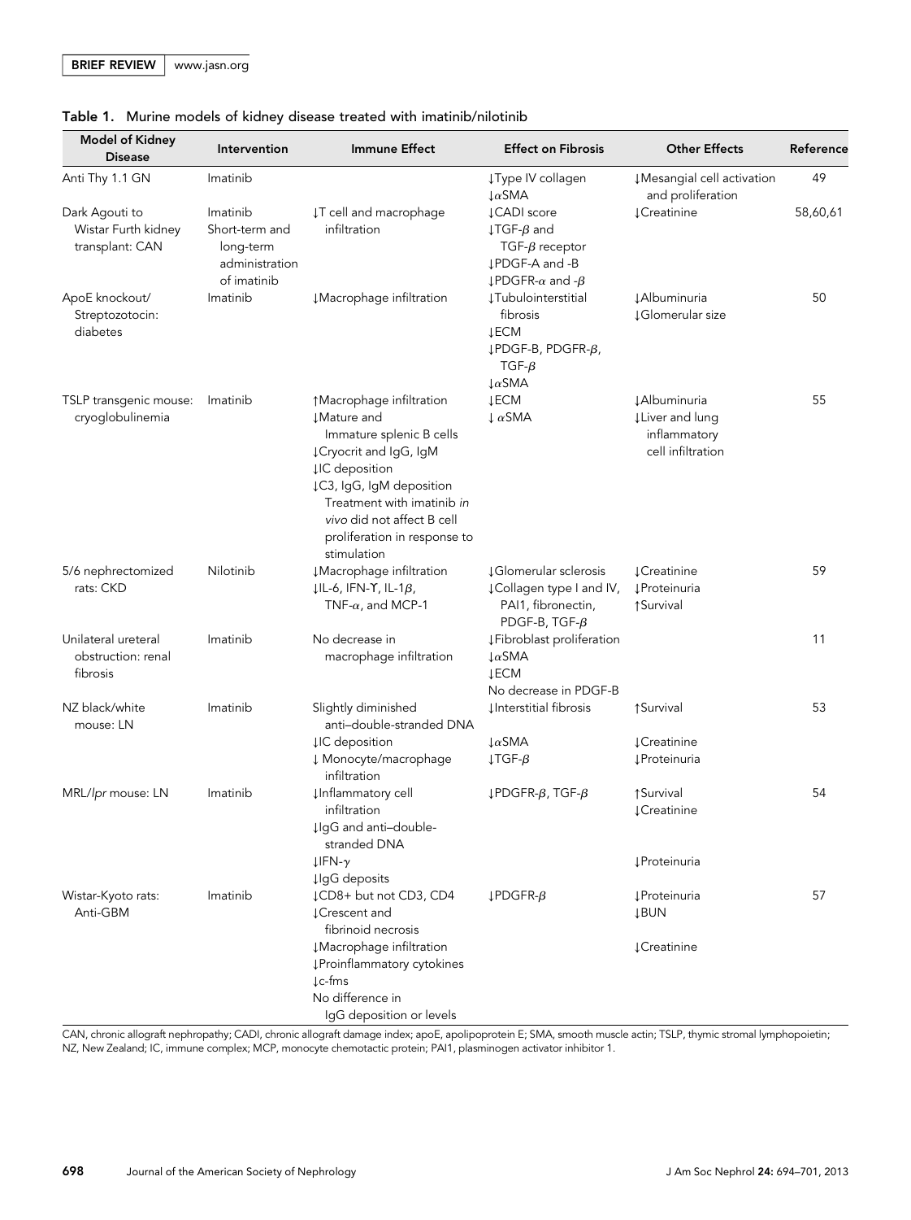**Table 1.** Murine models of kidney disease treated with imatinib/nilotinib

| Model of Kidney Disease | Intervention | Immune Effect | Effect on Fibrosis | Other Effects | Reference |
|---|---|---|---|---|---|
| Anti Thy 1.1 GN | Imatinib | | ↓Type IV collagen<br>↓αSMA | ↓Mesangial cell activation and proliferation | 49 |
| Dark Agouti to Wistar Furth kidney transplant: CAN | Imatinib<br>Short-term and long-term administration of imatinib | ↓T cell and macrophage infiltration | ↓CADI score<br>↓TGF-β and TGF-β receptor<br>↓PDGF-A and -B<br>↓PDGFR-α and -β | ↓Creatinine | 58,60,61 |
| ApoE knockout/ Streptozotocin: diabetes | Imatinib | ↓Macrophage infiltration | ↓Tubulointerstitial fibrosis<br>↓ECM<br>↓PDGF-B, PDGFR-β, TGF-β<br>↓αSMA | ↓Albuminuria<br>↓Glomerular size | 50 |
| TSLP transgenic mouse: cryoglobulinemia | Imatinib | ↑Macrophage infiltration<br>↓Mature and Immature splenic B cells<br>↓Cryocrit and IgG, IgM<br>↓IC deposition<br>↓C3, IgG, IgM deposition<br>Treatment with imatinib *in vivo* did not affect B cell proliferation in response to stimulation | ↓ECM<br>↓ αSMA | ↓Albuminuria<br>↓Liver and lung inflammatory cell infiltration | 55 |
| 5/6 nephrectomized rats: CKD | Nilotinib | ↓Macrophage infiltration<br>↓IL-6, IFN-Υ, IL-1β, TNF-α, and MCP-1 | ↓Glomerular sclerosis<br>↓Collagen type I and IV, PAI1, fibronectin, PDGF-B, TGF-β | ↓Creatinine<br>↓Proteinuria<br>↑Survival | 59 |
| Unilateral ureteral obstruction: renal fibrosis | Imatinib | No decrease in macrophage infiltration | ↓Fibroblast proliferation<br>↓αSMA<br>↓ECM<br>No decrease in PDGF-B | | 11 |
| NZ black/white mouse: LN | Imatinib | Slightly diminished anti–double-stranded DNA<br>↓IC deposition<br>↓ Monocyte/macrophage infiltration | ↓Interstitial fibrosis<br>↓αSMA<br>↓TGF-β | ↑Survival<br>↓Creatinine<br>↓Proteinuria | 53 |
| MRL/*lpr* mouse: LN | Imatinib | ↓Inflammatory cell infiltration<br>↓IgG and anti–double-stranded DNA<br>↓IFN-γ<br>↓IgG deposits | ↓PDGFR-β, TGF-β | ↑Survival<br>↓Creatinine<br>↓Proteinuria | 54 |
| Wistar-Kyoto rats: Anti-GBM | Imatinib | ↓CD8+ but not CD3, CD4<br>↓Crescent and fibrinoid necrosis<br>↓Macrophage infiltration<br>↓Proinflammatory cytokines<br>↓c-fms<br>No difference in IgG deposition or levels | ↓PDGFR-β | ↓Proteinuria<br>↓BUN<br>↓Creatinine | 57 |

CAN, chronic allograft nephropathy; CADI, chronic allograft damage index; apoE, apolipoprotein E; SMA, smooth muscle actin; TSLP, thymic stromal lymphopoietin; NZ, New Zealand; IC, immune complex; MCP, monocyte chemotactic protein; PAI1, plasminogen activator inhibitor 1.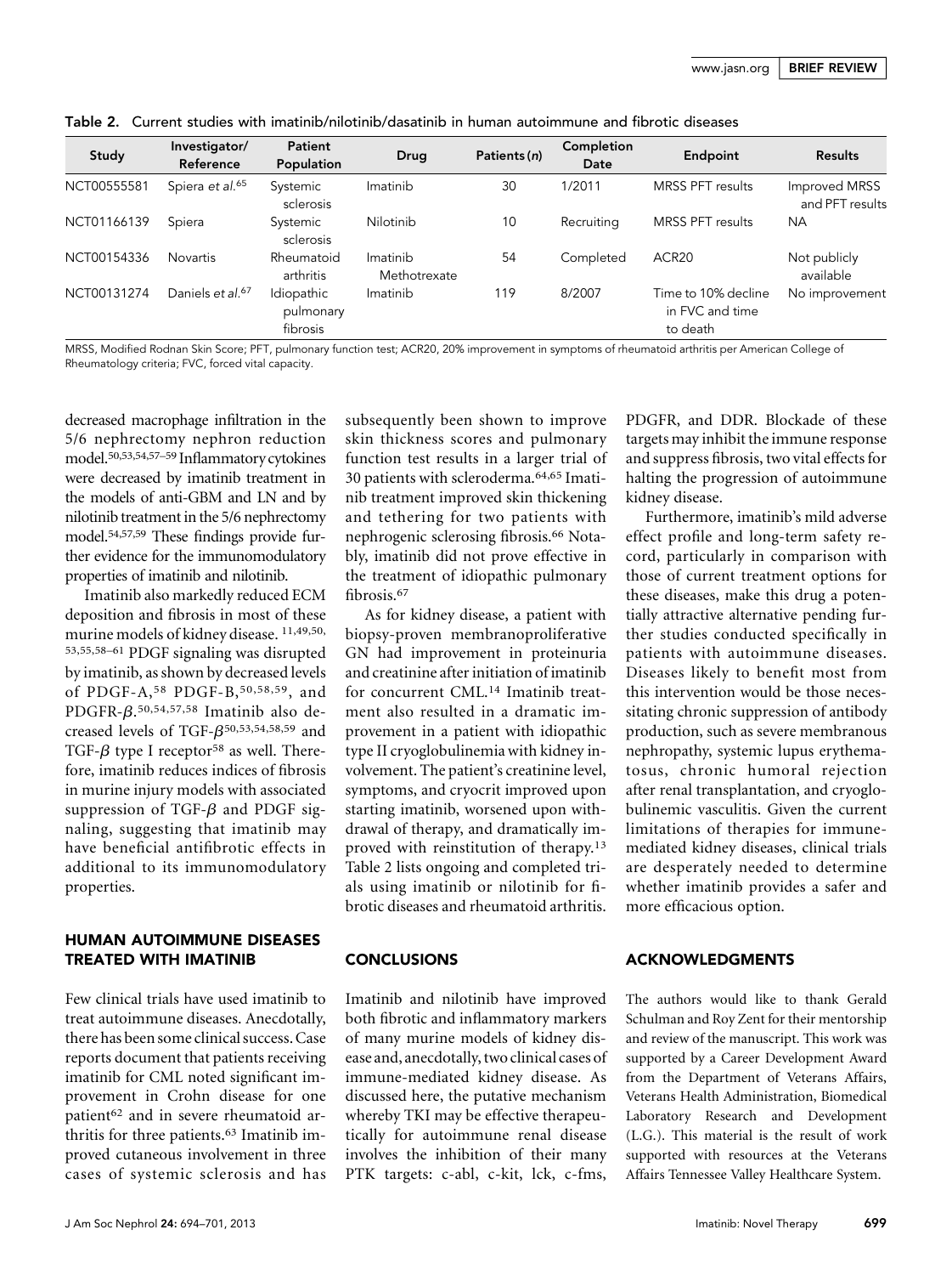**Table 2.** Current studies with imatinib/nilotinib/dasatinib in human autoimmune and fibrotic diseases

| Study | Investigator/ Reference | Patient Population | Drug | Patients (n) | Completion Date | Endpoint | Results |
|---|---|---|---|---|---|---|---|
| NCT00555581 | Spiera *et al.*[65] | Systemic sclerosis | Imatinib | 30 | 1/2011 | MRSS PFT results | Improved MRSS and PFT results |
| NCT01166139 | Spiera | Systemic sclerosis | Nilotinib | 10 | Recruiting | MRSS PFT results | NA |
| NCT00154336 | Novartis | Rheumatoid arthritis | Imatinib Methotrexate | 54 | Completed | ACR20 | Not publicly available |
| NCT00131274 | Daniels *et al.*[67] | Idiopathic pulmonary fibrosis | Imatinib | 119 | 8/2007 | Time to 10% decline in FVC and time to death | No improvement |

MRSS, Modified Rodnan Skin Score; PFT, pulmonary function test; ACR20, 20% improvement in symptoms of rheumatoid arthritis per American College of Rheumatology criteria; FVC, forced vital capacity.

decreased macrophage infiltration in the 5/6 nephrectomy nephron reduction model.[50,53,54,57–59] Inflammatory cytokines were decreased by imatinib treatment in the models of anti-GBM and LN and by nilotinib treatment in the 5/6 nephrectomy model.[54,57,59] These findings provide further evidence for the immunomodulatory properties of imatinib and nilotinib.

Imatinib also markedly reduced ECM deposition and fibrosis in most of these murine models of kidney disease.[11,49,50,53,55,58–61] PDGF signaling was disrupted by imatinib, as shown by decreased levels of PDGF-A,[58] PDGF-B,[50,58,59] and PDGFR-$\beta$.[50,54,57,58] Imatinib also decreased levels of TGF-$\beta$[50,53,54,58,59] and TGF-$\beta$ type I receptor[58] as well. Therefore, imatinib reduces indices of fibrosis in murine injury models with associated suppression of TGF-$\beta$ and PDGF signaling, suggesting that imatinib may have beneficial antifibrotic effects in additional to its immunomodulatory properties.

## HUMAN AUTOIMMUNE DISEASES TREATED WITH IMATINIB

Few clinical trials have used imatinib to treat autoimmune diseases. Anecdotally, there has been some clinical success. Case reports document that patients receiving imatinib for CML noted significant improvement in Crohn disease for one patient[62] and in severe rheumatoid arthritis for three patients.[63] Imatinib improved cutaneous involvement in three cases of systemic sclerosis and has subsequently been shown to improve skin thickness scores and pulmonary function test results in a larger trial of 30 patients with scleroderma.[64,65] Imatinib treatment improved skin thickening and tethering for two patients with nephrogenic sclerosing fibrosis.[66] Notably, imatinib did not prove effective in the treatment of idiopathic pulmonary fibrosis.[67]

As for kidney disease, a patient with biopsy-proven membranoproliferative GN had improvement in proteinuria and creatinine after initiation of imatinib for concurrent CML.[14] Imatinib treatment also resulted in a dramatic improvement in a patient with idiopathic type II cryoglobulinemia with kidney involvement. The patient's creatinine level, symptoms, and cryocrit improved upon starting imatinib, worsened upon withdrawal of therapy, and dramatically improved with reinstitution of therapy.[13] Table 2 lists ongoing and completed trials using imatinib or nilotinib for fibrotic diseases and rheumatoid arthritis.

## CONCLUSIONS

Imatinib and nilotinib have improved both fibrotic and inflammatory markers of many murine models of kidney disease and, anecdotally, two clinical cases of immune-mediated kidney disease. As discussed here, the putative mechanism whereby TKI may be effective therapeutically for autoimmune renal disease involves the inhibition of their many PTK targets: c-abl, c-kit, lck, c-fms, PDGFR, and DDR. Blockade of these targets may inhibit the immune response and suppress fibrosis, two vital effects for halting the progression of autoimmune kidney disease.

Furthermore, imatinib's mild adverse effect profile and long-term safety record, particularly in comparison with those of current treatment options for these diseases, make this drug a potentially attractive alternative pending further studies conducted specifically in patients with autoimmune diseases. Diseases likely to benefit most from this intervention would be those necessitating chronic suppression of antibody production, such as severe membranous nephropathy, systemic lupus erythematosus, chronic humoral rejection after renal transplantation, and cryoglobulinemic vasculitis. Given the current limitations of therapies for immune-mediated kidney diseases, clinical trials are desperately needed to determine whether imatinib provides a safer and more efficacious option.

## ACKNOWLEDGMENTS

The authors would like to thank Gerald Schulman and Roy Zent for their mentorship and review of the manuscript. This work was supported by a Career Development Award from the Department of Veterans Affairs, Veterans Health Administration, Biomedical Laboratory Research and Development (L.G.). This material is the result of work supported with resources at the Veterans Affairs Tennessee Valley Healthcare System.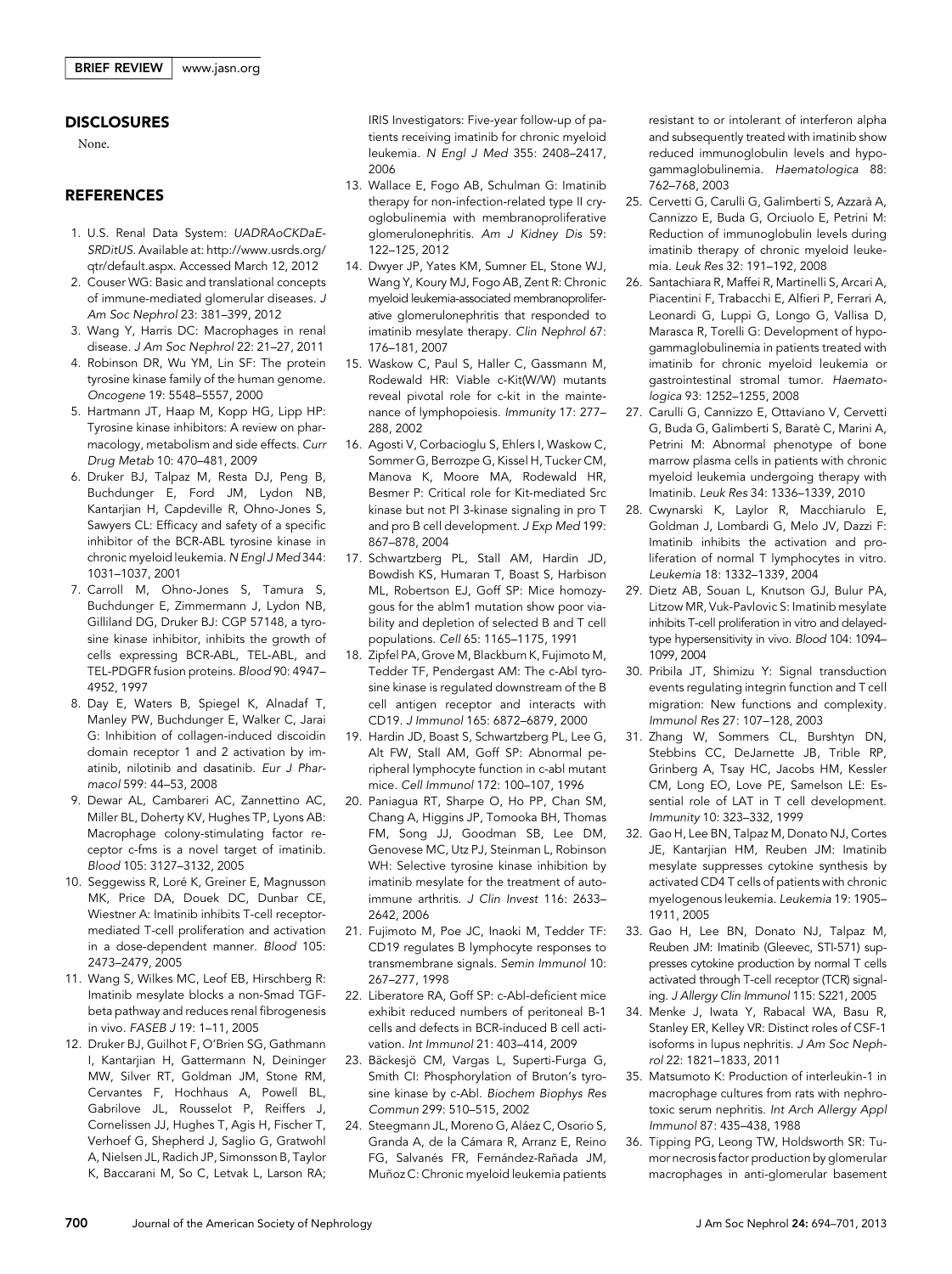## DISCLOSURES

None.

## REFERENCES

1. U.S. Renal Data System: *UADRAoCKDaE-SRDitUS*. Available at: http://www.usrds.org/qtr/default.aspx. Accessed March 12, 2012
2. Couser WG: Basic and translational concepts of immune-mediated glomerular diseases. *J Am Soc Nephrol* 23: 381–399, 2012
3. Wang Y, Harris DC: Macrophages in renal disease. *J Am Soc Nephrol* 22: 21–27, 2011
4. Robinson DR, Wu YM, Lin SF: The protein tyrosine kinase family of the human genome. *Oncogene* 19: 5548–5557, 2000
5. Hartmann JT, Haap M, Kopp HG, Lipp HP: Tyrosine kinase inhibitors: A review on pharmacology, metabolism and side effects. *Curr Drug Metab* 10: 470–481, 2009
6. Druker BJ, Talpaz M, Resta DJ, Peng B, Buchdunger E, Ford JM, Lydon NB, Kantarjian H, Capdeville R, Ohno-Jones S, Sawyers CL: Efficacy and safety of a specific inhibitor of the BCR-ABL tyrosine kinase in chronic myeloid leukemia. *N Engl J Med* 344: 1031–1037, 2001
7. Carroll M, Ohno-Jones S, Tamura S, Buchdunger E, Zimmermann J, Lydon NB, Gilliland DG, Druker BJ: CGP 57148, a tyrosine kinase inhibitor, inhibits the growth of cells expressing BCR-ABL, TEL-ABL, and TEL-PDGFR fusion proteins. *Blood* 90: 4947–4952, 1997
8. Day E, Waters B, Spiegel K, Alnadaf T, Manley PW, Buchdunger E, Walker C, Jarai G: Inhibition of collagen-induced discoidin domain receptor 1 and 2 activation by imatinib, nilotinib and dasatinib. *Eur J Pharmacol* 599: 44–53, 2008
9. Dewar AL, Cambareri AC, Zannettino AC, Miller BL, Doherty KV, Hughes TP, Lyons AB: Macrophage colony-stimulating factor receptor c-fms is a novel target of imatinib. *Blood* 105: 3127–3132, 2005
10. Seggewiss R, Loré K, Greiner E, Magnusson MK, Price DA, Douek DC, Dunbar CE, Wiestner A: Imatinib inhibits T-cell receptor-mediated T-cell proliferation and activation in a dose-dependent manner. *Blood* 105: 2473–2479, 2005
11. Wang S, Wilkes MC, Leof EB, Hirschberg R: Imatinib mesylate blocks a non-Smad TGF-beta pathway and reduces renal fibrogenesis in vivo. *FASEB J* 19: 1–11, 2005
12. Druker BJ, Guilhot F, O'Brien SG, Gathmann I, Kantarjian H, Gattermann N, Deininger MW, Silver RT, Goldman JM, Stone RM, Cervantes F, Hochhaus A, Powell BL, Gabrilove JL, Rousselot P, Reiffers J, Cornelissen JJ, Hughes T, Agis H, Fischer T, Verhoef G, Shepherd J, Saglio G, Gratwohl A, Nielsen JL, Radich JP, Simonsson B, Taylor K, Baccarani M, So C, Letvak L, Larson RA; IRIS Investigators: Five-year follow-up of patients receiving imatinib for chronic myeloid leukemia. *N Engl J Med* 355: 2408–2417, 2006
13. Wallace E, Fogo AB, Schulman G: Imatinib therapy for non-infection-related type II cryoglobulinemia with membranoproliferative glomerulonephritis. *Am J Kidney Dis* 59: 122–125, 2012
14. Dwyer JP, Yates KM, Sumner EL, Stone WJ, Wang Y, Koury MJ, Fogo AB, Zent R: Chronic myeloid leukemia-associated membranoproliferative glomerulonephritis that responded to imatinib mesylate therapy. *Clin Nephrol* 67: 176–181, 2007
15. Waskow C, Paul S, Haller C, Gassmann M, Rodewald HR: Viable c-Kit(W/W) mutants reveal pivotal role for c-kit in the maintenance of lymphopoiesis. *Immunity* 17: 277–288, 2002
16. Agosti V, Corbacioglu S, Ehlers I, Waskow C, Sommer G, Berrozpe G, Kissel H, Tucker CM, Manova K, Moore MA, Rodewald HR, Besmer P: Critical role for Kit-mediated Src kinase but not PI 3-kinase signaling in pro T and pro B cell development. *J Exp Med* 199: 867–878, 2004
17. Schwartzberg PL, Stall AM, Hardin JD, Bowdish KS, Humaran T, Boast S, Harbison ML, Robertson EJ, Goff SP: Mice homozygous for the ablm1 mutation show poor viability and depletion of selected B and T cell populations. *Cell* 65: 1165–1175, 1991
18. Zipfel PA, Grove M, Blackburn K, Fujimoto M, Tedder TF, Pendergast AM: The c-Abl tyrosine kinase is regulated downstream of the B cell antigen receptor and interacts with CD19. *J Immunol* 165: 6872–6879, 2000
19. Hardin JD, Boast S, Schwartzberg PL, Lee G, Alt FW, Stall AM, Goff SP: Abnormal peripheral lymphocyte function in c-abl mutant mice. *Cell Immunol* 172: 100–107, 1996
20. Paniagua RT, Sharpe O, Ho PP, Chan SM, Chang A, Higgins JP, Tomooka BH, Thomas FM, Song JJ, Goodman SB, Lee DM, Genovese MC, Utz PJ, Steinman L, Robinson WH: Selective tyrosine kinase inhibition by imatinib mesylate for the treatment of autoimmune arthritis. *J Clin Invest* 116: 2633–2642, 2006
21. Fujimoto M, Poe JC, Inaoki M, Tedder TF: CD19 regulates B lymphocyte responses to transmembrane signals. *Semin Immunol* 10: 267–277, 1998
22. Liberatore RA, Goff SP: c-Abl-deficient mice exhibit reduced numbers of peritoneal B-1 cells and defects in BCR-induced B cell activation. *Int Immunol* 21: 403–414, 2009
23. Bäckesjö CM, Vargas L, Superti-Furga G, Smith CI: Phosphorylation of Bruton's tyrosine kinase by c-Abl. *Biochem Biophys Res Commun* 299: 510–515, 2002
24. Steegmann JL, Moreno G, Aláez C, Osorio S, Granda A, de la Cámara R, Arranz E, Reino FG, Salvanés FR, Fernández-Rañada JM, Muñoz C: Chronic myeloid leukemia patients resistant to or intolerant of interferon alpha and subsequently treated with imatinib show reduced immunoglobulin levels and hypogammaglobulinemia. *Haematologica* 88: 762–768, 2003
25. Cervetti G, Carulli G, Galimberti S, Azzarà A, Cannizzo E, Buda G, Orciuolo E, Petrini M: Reduction of immunoglobulin levels during imatinib therapy of chronic myeloid leukemia. *Leuk Res* 32: 191–192, 2008
26. Santachiara R, Maffei R, Martinelli S, Arcari A, Piacentini F, Trabacchi E, Alfieri P, Ferrari A, Leonardi G, Luppi G, Longo G, Vallisa D, Marasca R, Torelli G: Development of hypogammaglobulinemia in patients treated with imatinib for chronic myeloid leukemia or gastrointestinal stromal tumor. *Haematologica* 93: 1252–1255, 2008
27. Carulli G, Cannizzo E, Ottaviano V, Cervetti G, Buda G, Galimberti S, Baratè C, Marini A, Petrini M: Abnormal phenotype of bone marrow plasma cells in patients with chronic myeloid leukemia undergoing therapy with Imatinib. *Leuk Res* 34: 1336–1339, 2010
28. Cwynarski K, Laylor R, Macchiarulo E, Goldman J, Lombardi G, Melo JV, Dazzi F: Imatinib inhibits the activation and proliferation of normal T lymphocytes in vitro. *Leukemia* 18: 1332–1339, 2004
29. Dietz AB, Souan L, Knutson GJ, Bulur PA, Litzow MR, Vuk-Pavlovic S: Imatinib mesylate inhibits T-cell proliferation in vitro and delayed-type hypersensitivity in vivo. *Blood* 104: 1094–1099, 2004
30. Pribila JT, Shimizu Y: Signal transduction events regulating integrin function and T cell migration: New functions and complexity. *Immunol Res* 27: 107–128, 2003
31. Zhang W, Sommers CL, Burshtyn DN, Stebbins CC, DeJarnette JB, Trible RP, Grinberg A, Tsay HC, Jacobs HM, Kessler CM, Long EO, Love PE, Samelson LE: Essential role of LAT in T cell development. *Immunity* 10: 323–332, 1999
32. Gao H, Lee BN, Talpaz M, Donato NJ, Cortes JE, Kantarjian HM, Reuben JM: Imatinib mesylate suppresses cytokine synthesis by activated CD4 T cells of patients with chronic myelogenous leukemia. *Leukemia* 19: 1905–1911, 2005
33. Gao H, Lee BN, Donato NJ, Talpaz M, Reuben JM: Imatinib (Gleevec, STI-571) suppresses cytokine production by normal T cells activated through T-cell receptor (TCR) signaling. *J Allergy Clin Immunol* 115: S221, 2005
34. Menke J, Iwata Y, Rabacal WA, Basu R, Stanley ER, Kelley VR: Distinct roles of CSF-1 isoforms in lupus nephritis. *J Am Soc Nephrol* 22: 1821–1833, 2011
35. Matsumoto K: Production of interleukin-1 in macrophage cultures from rats with nephrotoxic serum nephritis. *Int Arch Allergy Appl Immunol* 87: 435–438, 1988
36. Tipping PG, Leong TW, Holdsworth SR: Tumor necrosis factor production by glomerular macrophages in anti-glomerular basement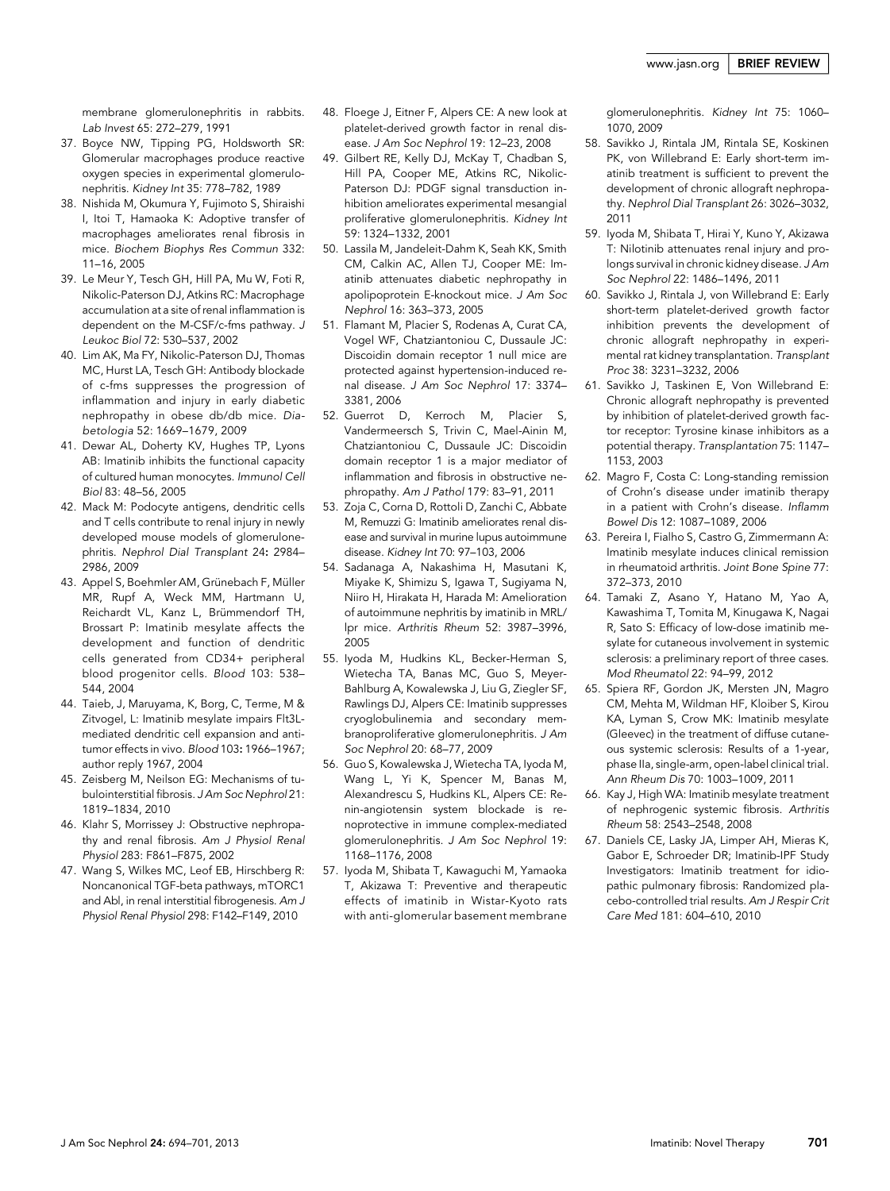membrane glomerulonephritis in rabbits. *Lab Invest* 65: 272–279, 1991

37. Boyce NW, Tipping PG, Holdsworth SR: Glomerular macrophages produce reactive oxygen species in experimental glomerulonephritis. *Kidney Int* 35: 778–782, 1989
38. Nishida M, Okumura Y, Fujimoto S, Shiraishi I, Itoi T, Hamaoka K: Adoptive transfer of macrophages ameliorates renal fibrosis in mice. *Biochem Biophys Res Commun* 332: 11–16, 2005
39. Le Meur Y, Tesch GH, Hill PA, Mu W, Foti R, Nikolic-Paterson DJ, Atkins RC: Macrophage accumulation at a site of renal inflammation is dependent on the M-CSF/c-fms pathway. *J Leukoc Biol* 72: 530–537, 2002
40. Lim AK, Ma FY, Nikolic-Paterson DJ, Thomas MC, Hurst LA, Tesch GH: Antibody blockade of c-fms suppresses the progression of inflammation and injury in early diabetic nephropathy in obese db/db mice. *Diabetologia* 52: 1669–1679, 2009
41. Dewar AL, Doherty KV, Hughes TP, Lyons AB: Imatinib inhibits the functional capacity of cultured human monocytes. *Immunol Cell Biol* 83: 48–56, 2005
42. Mack M: Podocyte antigens, dendritic cells and T cells contribute to renal injury in newly developed mouse models of glomerulonephritis. *Nephrol Dial Transplant* 24**:** 2984–2986, 2009
43. Appel S, Boehmler AM, Grünebach F, Müller MR, Rupf A, Weck MM, Hartmann U, Reichardt VL, Kanz L, Brümmendorf TH, Brossart P: Imatinib mesylate affects the development and function of dendritic cells generated from CD34+ peripheral blood progenitor cells. *Blood* 103: 538–544, 2004
44. Taieb, J, Maruyama, K, Borg, C, Terme, M & Zitvogel, L: Imatinib mesylate impairs Flt3L-mediated dendritic cell expansion and antitumor effects in vivo. *Blood* 103**:** 1966–1967; author reply 1967, 2004
45. Zeisberg M, Neilson EG: Mechanisms of tubulointerstitial fibrosis. *J Am Soc Nephrol* 21: 1819–1834, 2010
46. Klahr S, Morrissey J: Obstructive nephropathy and renal fibrosis. *Am J Physiol Renal Physiol* 283: F861–F875, 2002
47. Wang S, Wilkes MC, Leof EB, Hirschberg R: Noncanonical TGF-beta pathways, mTORC1 and Abl, in renal interstitial fibrogenesis. *Am J Physiol Renal Physiol* 298: F142–F149, 2010
48. Floege J, Eitner F, Alpers CE: A new look at platelet-derived growth factor in renal disease. *J Am Soc Nephrol* 19: 12–23, 2008
49. Gilbert RE, Kelly DJ, McKay T, Chadban S, Hill PA, Cooper ME, Atkins RC, Nikolic-Paterson DJ: PDGF signal transduction inhibition ameliorates experimental mesangial proliferative glomerulonephritis. *Kidney Int* 59: 1324–1332, 2001
50. Lassila M, Jandeleit-Dahm K, Seah KK, Smith CM, Calkin AC, Allen TJ, Cooper ME: Imatinib attenuates diabetic nephropathy in apolipoprotein E-knockout mice. *J Am Soc Nephrol* 16: 363–373, 2005
51. Flamant M, Placier S, Rodenas A, Curat CA, Vogel WF, Chatziantoniou C, Dussaule JC: Discoidin domain receptor 1 null mice are protected against hypertension-induced renal disease. *J Am Soc Nephrol* 17: 3374–3381, 2006
52. Guerrot D, Kerroch M, Placier S, Vandermeersch S, Trivin C, Mael-Ainin M, Chatziantoniou C, Dussaule JC: Discoidin domain receptor 1 is a major mediator of inflammation and fibrosis in obstructive nephropathy. *Am J Pathol* 179: 83–91, 2011
53. Zoja C, Corna D, Rottoli D, Zanchi C, Abbate M, Remuzzi G: Imatinib ameliorates renal disease and survival in murine lupus autoimmune disease. *Kidney Int* 70: 97–103, 2006
54. Sadanaga A, Nakashima H, Masutani K, Miyake K, Shimizu S, Igawa T, Sugiyama N, Niiro H, Hirakata H, Harada M: Amelioration of autoimmune nephritis by imatinib in MRL/lpr mice. *Arthritis Rheum* 52: 3987–3996, 2005
55. Iyoda M, Hudkins KL, Becker-Herman S, Wietecha TA, Banas MC, Guo S, Meyer-Bahlburg A, Kowalewska J, Liu G, Ziegler SF, Rawlings DJ, Alpers CE: Imatinib suppresses cryoglobulinemia and secondary membranoproliferative glomerulonephritis. *J Am Soc Nephrol* 20: 68–77, 2009
56. Guo S, Kowalewska J, Wietecha TA, Iyoda M, Wang L, Yi K, Spencer M, Banas M, Alexandrescu S, Hudkins KL, Alpers CE: Renin-angiotensin system blockade is renoprotective in immune complex-mediated glomerulonephritis. *J Am Soc Nephrol* 19: 1168–1176, 2008
57. Iyoda M, Shibata T, Kawaguchi M, Yamaoka T, Akizawa T: Preventive and therapeutic effects of imatinib in Wistar-Kyoto rats with anti-glomerular basement membrane glomerulonephritis. *Kidney Int* 75: 1060–1070, 2009
58. Savikko J, Rintala JM, Rintala SE, Koskinen PK, von Willebrand E: Early short-term imatinib treatment is sufficient to prevent the development of chronic allograft nephropathy. *Nephrol Dial Transplant* 26: 3026–3032, 2011
59. Iyoda M, Shibata T, Hirai Y, Kuno Y, Akizawa T: Nilotinib attenuates renal injury and prolongs survival in chronic kidney disease. *J Am Soc Nephrol* 22: 1486–1496, 2011
60. Savikko J, Rintala J, von Willebrand E: Early short-term platelet-derived growth factor inhibition prevents the development of chronic allograft nephropathy in experimental rat kidney transplantation. *Transplant Proc* 38: 3231–3232, 2006
61. Savikko J, Taskinen E, Von Willebrand E: Chronic allograft nephropathy is prevented by inhibition of platelet-derived growth factor receptor: Tyrosine kinase inhibitors as a potential therapy. *Transplantation* 75: 1147–1153, 2003
62. Magro F, Costa C: Long-standing remission of Crohn's disease under imatinib therapy in a patient with Crohn's disease. *Inflamm Bowel Dis* 12: 1087–1089, 2006
63. Pereira I, Fialho S, Castro G, Zimmermann A: Imatinib mesylate induces clinical remission in rheumatoid arthritis. *Joint Bone Spine* 77: 372–373, 2010
64. Tamaki Z, Asano Y, Hatano M, Yao A, Kawashima T, Tomita M, Kinugawa K, Nagai R, Sato S: Efficacy of low-dose imatinib mesylate for cutaneous involvement in systemic sclerosis: a preliminary report of three cases. *Mod Rheumatol* 22: 94–99, 2012
65. Spiera RF, Gordon JK, Mersten JN, Magro CM, Mehta M, Wildman HF, Kloiber S, Kirou KA, Lyman S, Crow MK: Imatinib mesylate (Gleevec) in the treatment of diffuse cutaneous systemic sclerosis: Results of a 1-year, phase IIa, single-arm, open-label clinical trial. *Ann Rheum Dis* 70: 1003–1009, 2011
66. Kay J, High WA: Imatinib mesylate treatment of nephrogenic systemic fibrosis. *Arthritis Rheum* 58: 2543–2548, 2008
67. Daniels CE, Lasky JA, Limper AH, Mieras K, Gabor E, Schroeder DR; Imatinib-IPF Study Investigators: Imatinib treatment for idiopathic pulmonary fibrosis: Randomized placebo-controlled trial results. *Am J Respir Crit Care Med* 181: 604–610, 2010